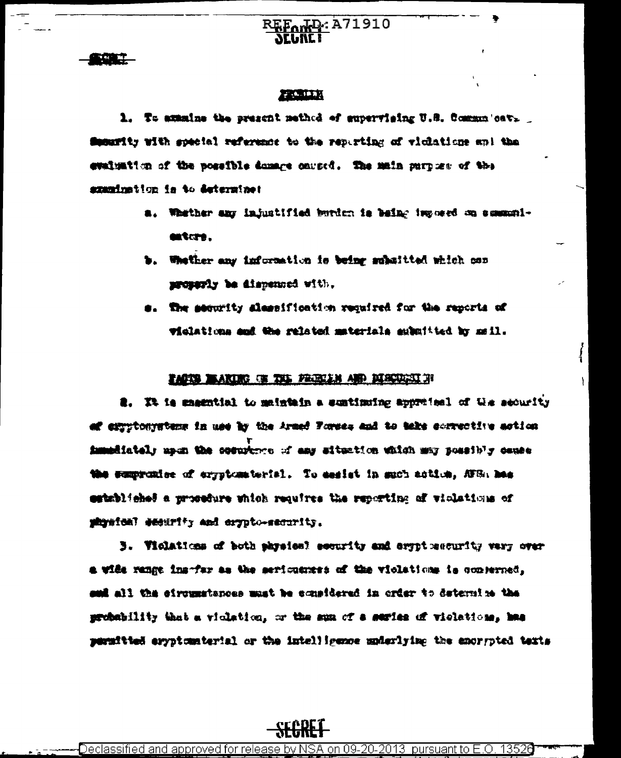REF ID:A71910

SECRET

## PROBLEM

1. To examine the present method of supervising U.S. Communications Security with special reference to the reporting of violations and the evaluation of the possible damage caused. The main purpose of the examination is to determine:

   a. Whether any injustified burden is being imposed on communicators.

   b. Whether any information is being submitted which can properly be dispensed with.

   c. The security classification required for the reports of violations and the related materials submitted by mail.

## FACTS BEARING ON THE PROBLEM AND DISCUSSION

2. It is essential to maintain a continuing appraisal of the security of cryptosystems in use by the Armed Forces and to take corrective action immediately upon the occurrence of any situation which may possibly cause the compromise of cryptomaterial. To assist in such action, AFSA has established a procedure which requires the reporting of violations of physical security and crypto-security.

3. Violations of both physical security and cryptosecurity vary over a wide range ins-far as the seriousness of the violations is concerned, and all the circumstances must be considered in order to determine the probability that a violation, or the sum of a series of violations, has permitted cryptomaterial or the intelligence underlying the encrypted texts

SECRET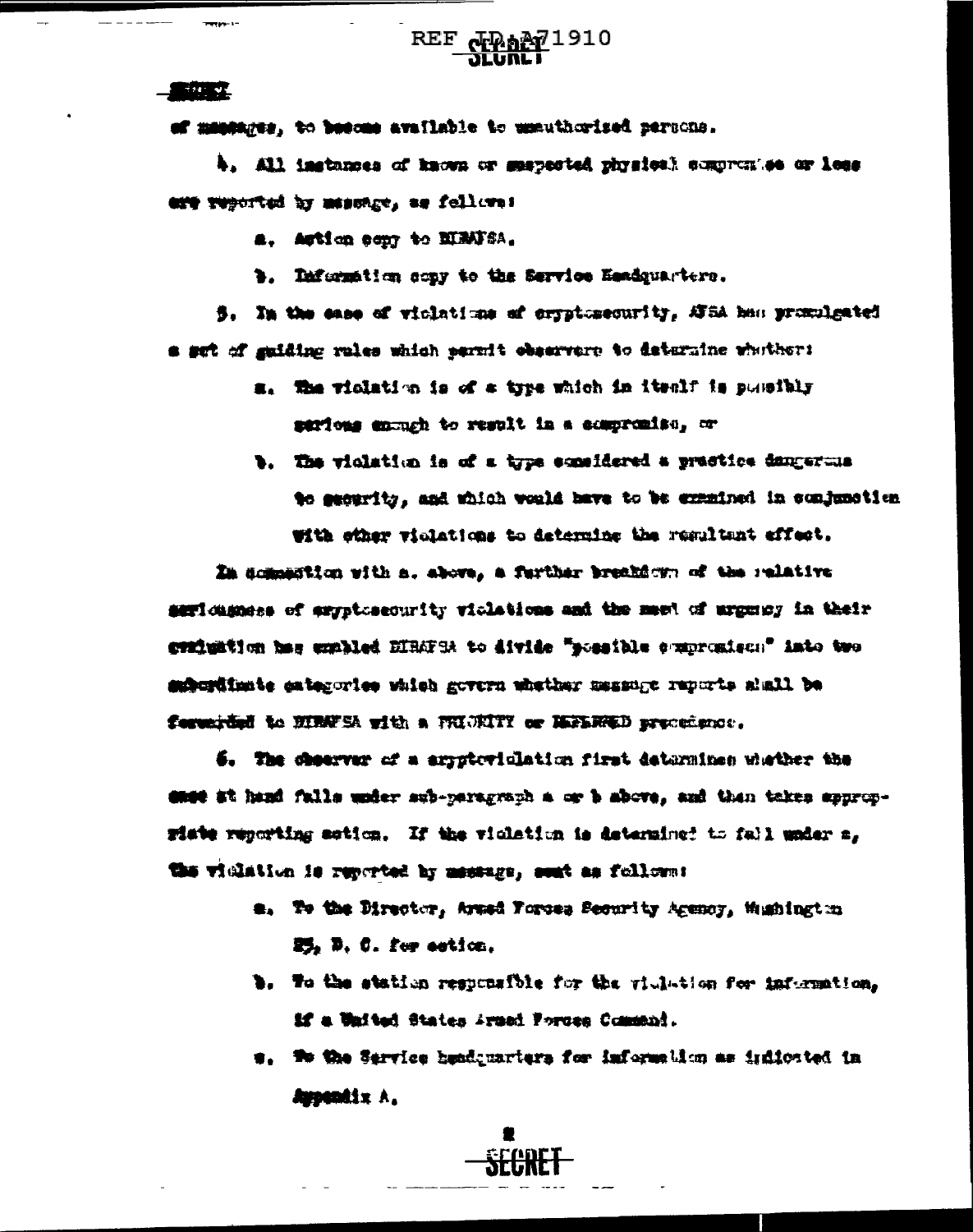SECRET

of messages, to become available to unauthorized persons.

4. All instances of known or suspected physical compromise or loss are reported by message, as follows:

a. Action copy to DIRAFSA.

b. Information copy to the Service Headquarters.

5. In the case of violations of cryptosecurity, AFSA has promulgated a set of guiding rules which permit observers to determine whether:

a. The violation is of a type which in itself is possibly serious enough to result in a compromise, or

b. The violation is of a type considered a practice dangerous to security, and which would have to be examined in conjunction with other violations to determine the resultant effect.

In connection with a. above, a further breakdown of the relative seriousness of cryptosecurity violations and the need of urgency in their evaluation has enabled DIRAFSA to divide "possible compromises" into two subordinate categories which govern whether message reports shall be forwarded to DIRAFSA with a PRIORITY or DEFERRED precedence.

6. The observer of a cryptoviolation first determines whether the case at hand falls under sub-paragraph a or b above, and then takes appropriate reporting action. If the violation is determined to fall under a, the violation is reported by message, sent as follows:

a. To the Director, Armed Forces Security Agency, Washington 25, D. C. for action.

b. To the station responsible for the violation for information, if a United States Armed Forces Command.

c. To the Service headquarters for information as indicated in Appendix A.

SECRET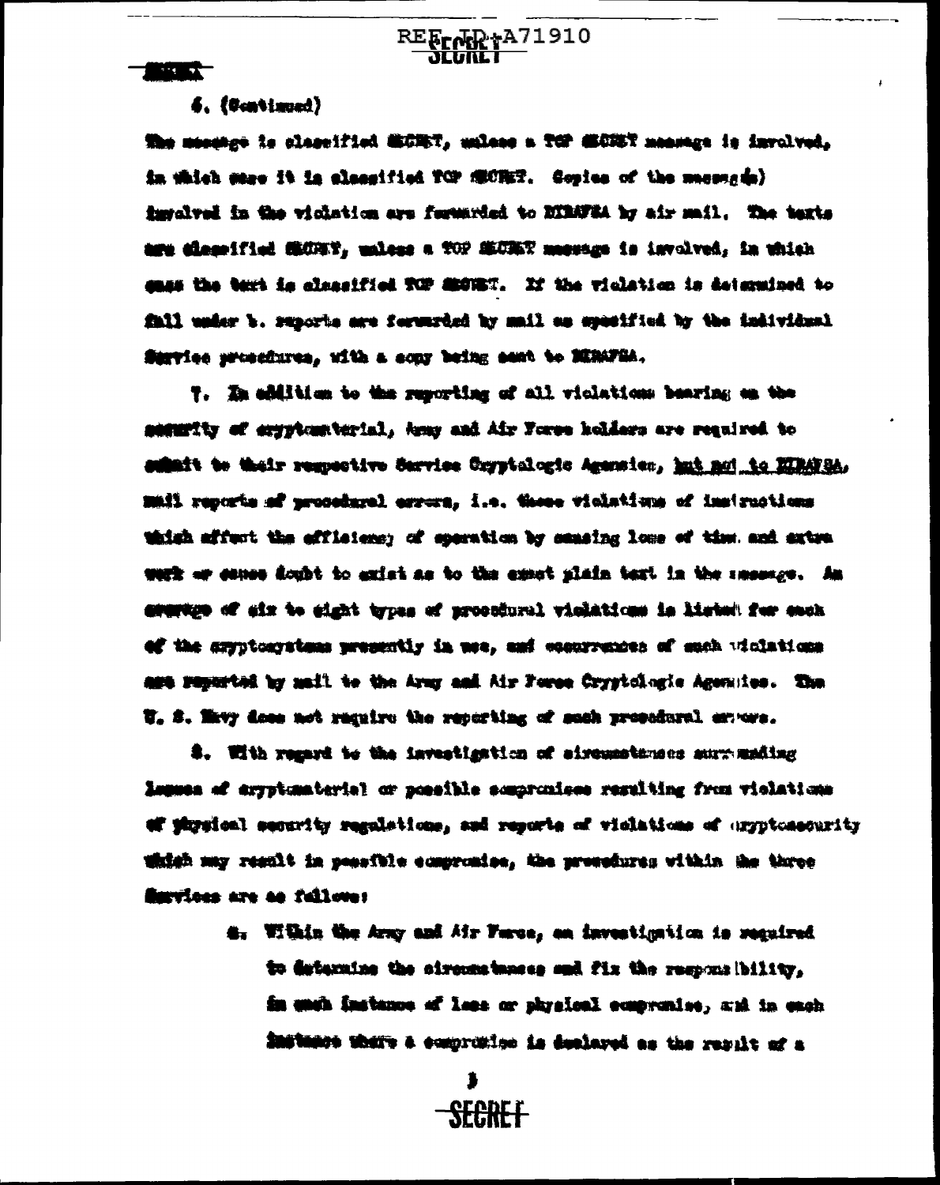SECRET

6. (Continued)

The message is classified SECRET, unless a TOP SECRET message is involved, in which case it is classified TOP SECRET. Copies of the message(s) involved in the violation are forwarded to DIRAFSA by air mail. The texts are classified SECRET, unless a TOP SECRET message is involved, in which case the text is classified TOP SECRET. If the violation is determined to fall under b. reports are forwarded by mail as specified by the individual Service procedures, with a copy being sent to DIRAFSA.

7. In addition to the reporting of all violations bearing on the security of cryptomaterial, Army and Air Force holders are required to submit to their respective Service Cryptologic Agencies, but not to DIRAFSA, mail reports of procedural errors, i.e. those violations of instructions which affect the efficiency of operation by causing loss of time and extra work or cause doubt to exist as to the exact plain text in the message. An average of six to eight types of procedural violations is listed for each of the cryptosystems presently in use, and occurrences of such violations are reported by mail to the Army and Air Force Cryptologic Agencies. The U. S. Navy does not require the reporting of such procedural errors.

8. With regard to the investigation of circumstances surrounding losses of cryptomaterial or possible compromises resulting from violations of physical security regulations, and reports of violations of cryptosecurity which may result in possible compromise, the procedures within the three Services are as follows:

a. Within the Army and Air Force, an investigation is required to determine the circumstances and fix the responsibility, in each instance of loss or physical compromise, and in each instance where a compromise is declared as the result of a

SECRET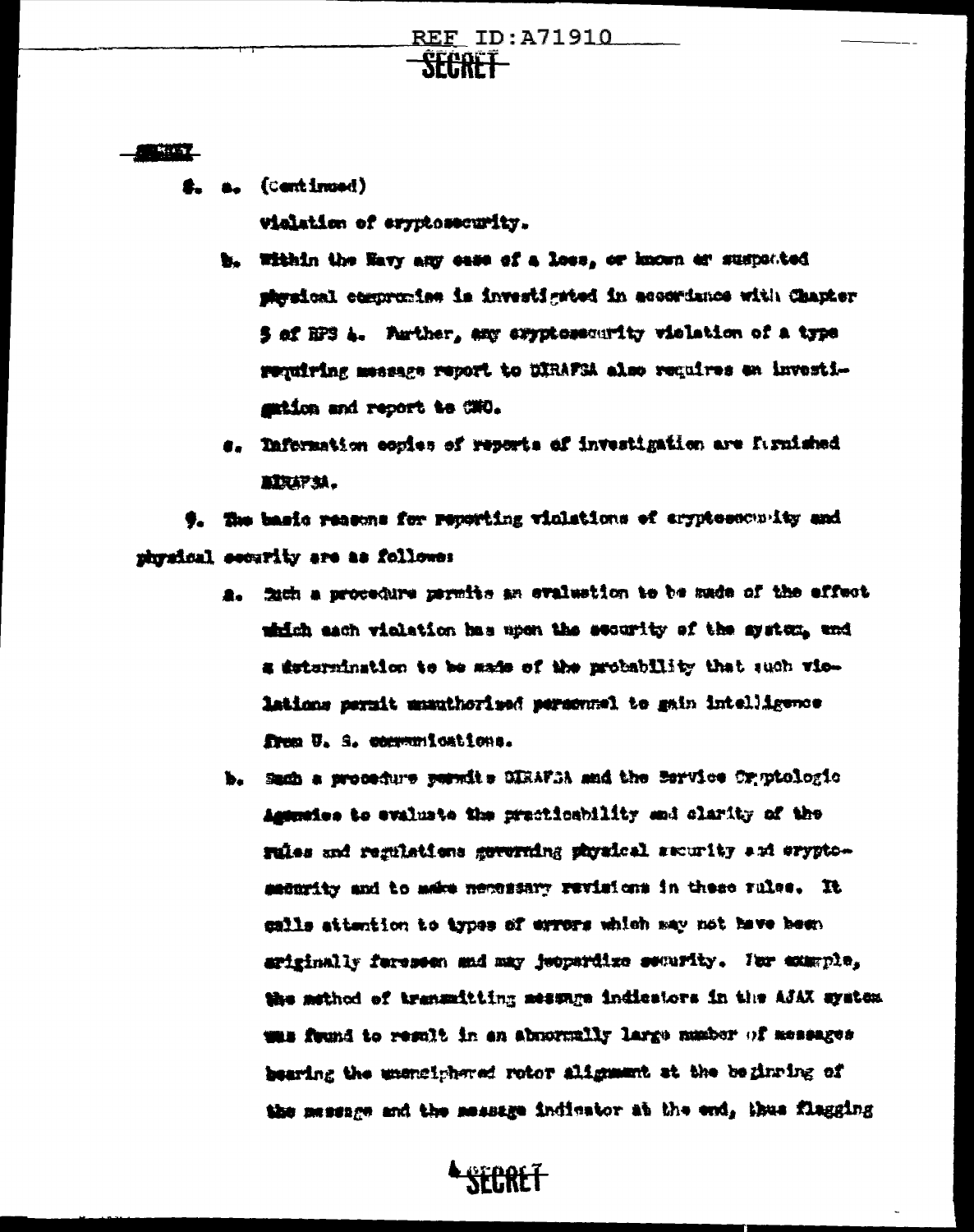8. a. (Continued)

violation of cryptosecurity.

b. Within the Navy any case of a loss, or known or suspected physical compromise is investigated in accordance with Chapter 5 of RPS 4. Further, any cryptosecurity violation of a type requiring message report to DIRAFSA also requires an investigation and report to CNO.

c. Information copies of reports of investigation are furnished DIRAFSA.

9. The basic reasons for reporting violations of cryptosecurity and physical security are as follows:

a. Such a procedure permits an evaluation to be made of the effect which each violation has upon the security of the system, and a determination to be made of the probability that such violations permit unauthorized personnel to gain intelligence from U. S. communications.

b. Such a procedure permits DIRAFSA and the Service Cryptologic Agencies to evaluate the practicability and clarity of the rules and regulations governing physical security and cryptosecurity and to make necessary revisions in these rules. It calls attention to types of errors which may not have been originally foreseen and may jeopardize security. For example, the method of transmitting message indicators in the AJAX system was found to result in an abnormally large number of messages bearing the unenciphered rotor alignment at the beginning of the message and the message indicator at the end, thus flagging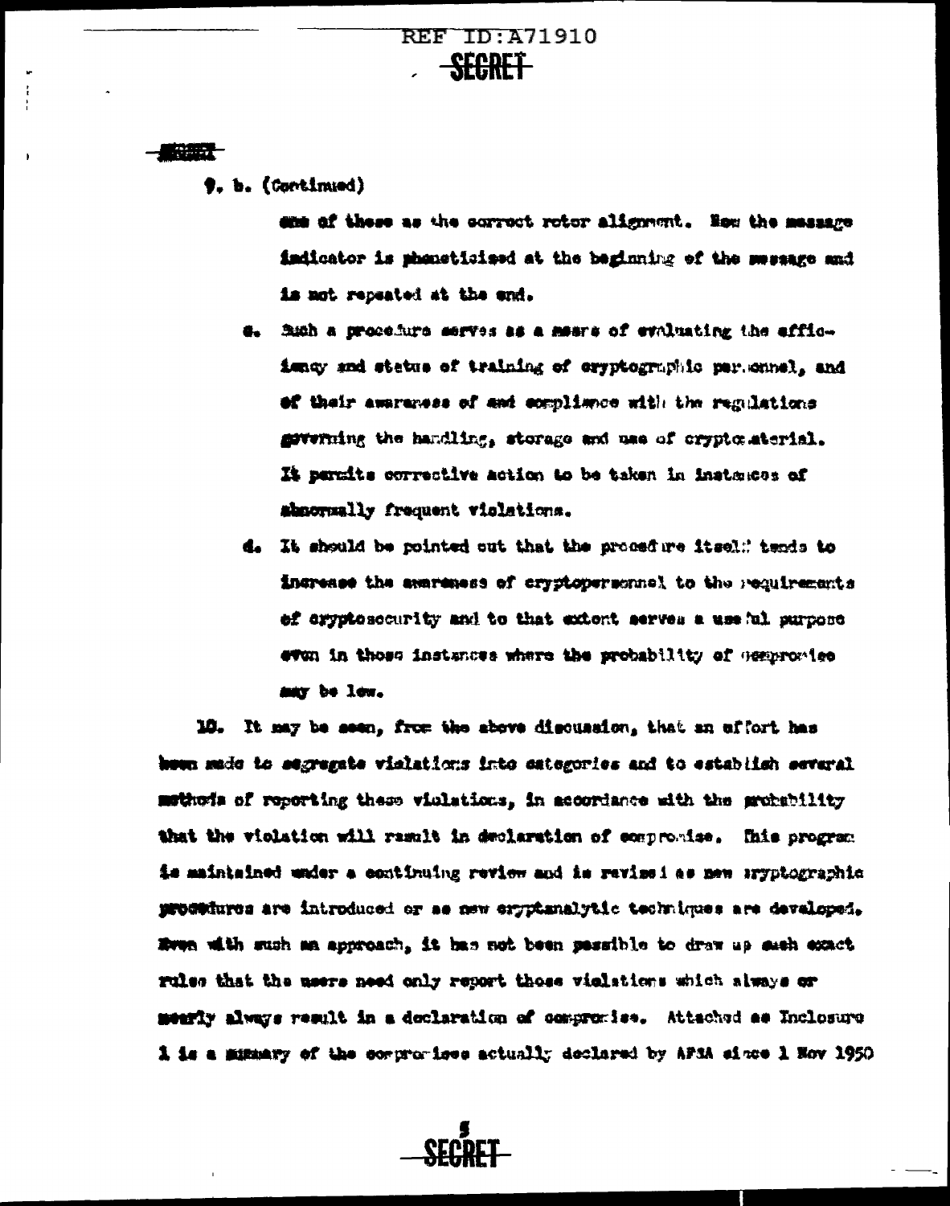9. b. (Continued)

one of these as the correct rotor alignment. Now the message indicator is phoneticized at the beginning of the message and is not repeated at the end.

c. Such a procedure serves as a means of evaluating the efficiency and status of training of cryptographic personnel, and of their awareness of and compliance with the regulations governing the handling, storage and use of cryptomaterial. It permits corrective action to be taken in instances of abnormally frequent violations.

d. It should be pointed out that the procedure itself tends to increase the awareness of cryptopersonnel to the requirements of cryptosecurity and to that extent serves a useful purpose even in those instances where the probability of compromise may be low.

10. It may be seen, from the above discussion, that an effort has been made to segregate violations into categories and to establish several methods of reporting these violations, in accordance with the probability that the violation will result in declaration of compromise. This program is maintained under a continuing review and is revised as new cryptographic procedures are introduced or as new cryptanalytic techniques are developed. Even with such an approach, it has not been possible to draw up such exact rules that the users need only report those violations which always or nearly always result in a declaration of compromise. Attached as Inclosure 1 is a summary of the compromises actually declared by AFSA since 1 Nov 1950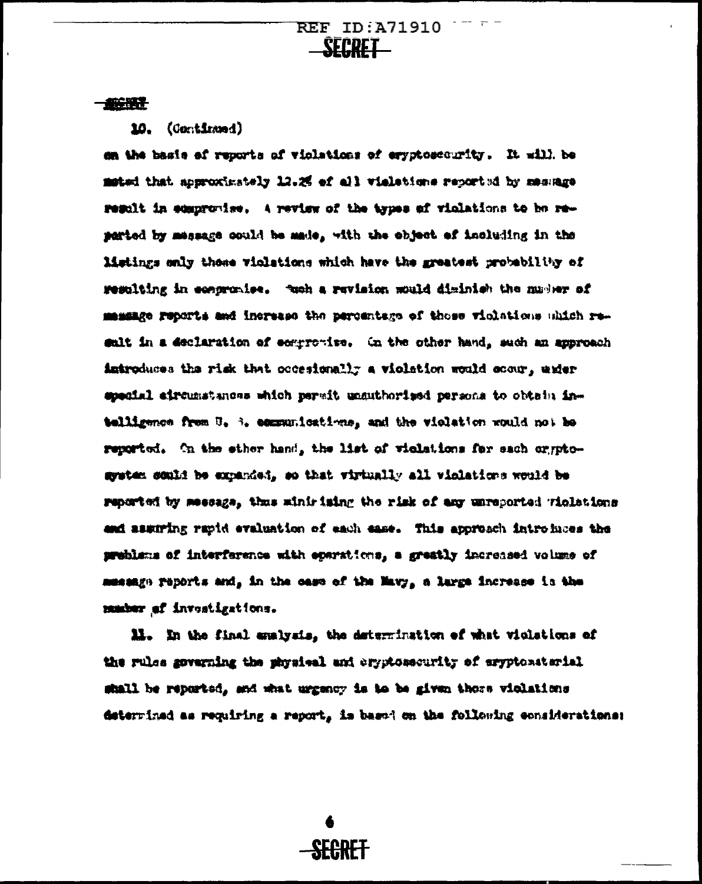10. (Continued)

on the basis of reports of violations of cryptosecurity. It will be noted that approximately 12.2% of all violations reported by message result in compromise. A review of the types of violations to be reported by message could be made, with the object of including in the listings only those violations which have the greatest probability of resulting in compromise. Such a revision would diminish the number of message reports and increase the percentage of those violations which result in a declaration of compromise. On the other hand, such an approach introduces the risk that occasionally a violation would occur, under special circumstances which permit unauthorized persons to obtain intelligence from U. S. communications, and the violation would not be reported. On the other hand, the list of violations for each cryptosystem could be expanded, so that virtually all violations would be reported by message, thus minimizing the risk of any unreported violations and assuring rapid evaluation of each case. This approach introduces the problems of interference with operations, a greatly increased volume of message reports and, in the case of the Navy, a large increase in the number of investigations.

11. In the final analysis, the determination of what violations of the rules governing the physical and cryptosecurity of cryptomaterial shall be reported, and what urgency is to be given those violations determined as requiring a report, is based on the following considerations: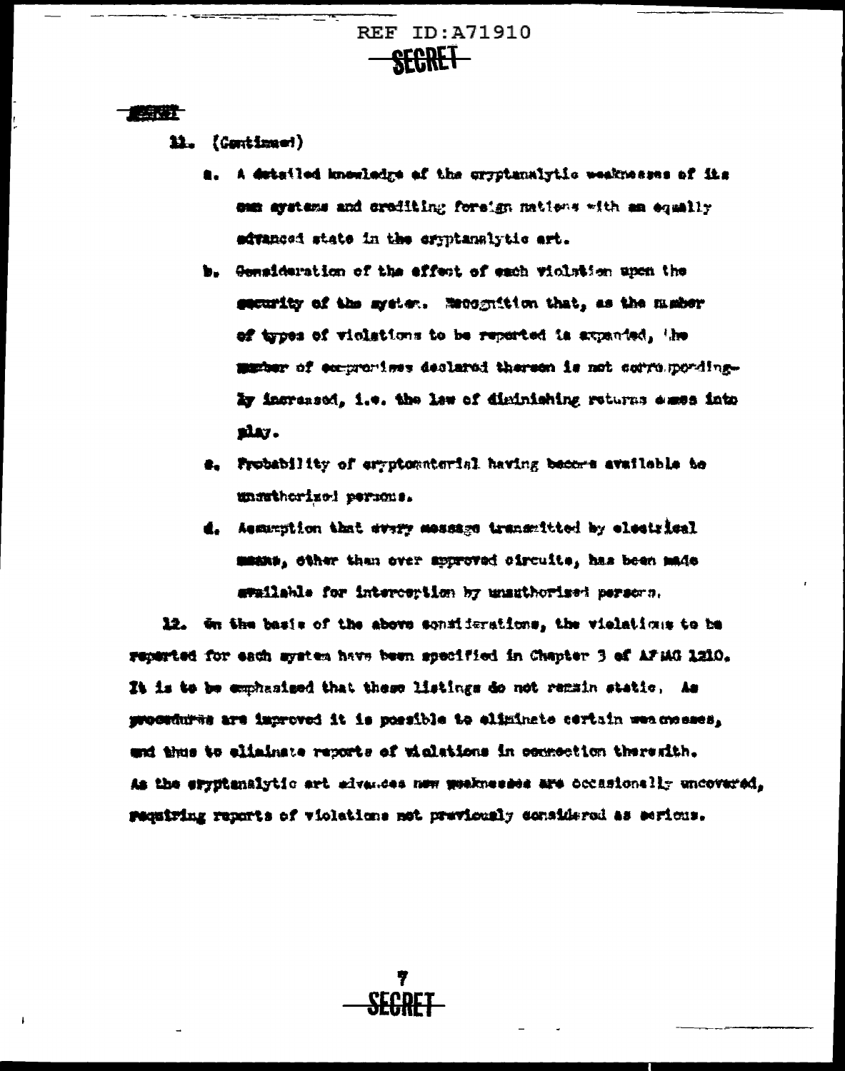11. (Continued)

   a. A detailed knowledge of the cryptanalytic weaknesses of its own systems and crediting foreign nations with an equally advanced state in the cryptanalytic art.

   b. Consideration of the effect of each violation upon the security of the system. Recognition that, as the number of types of violations to be reported is expanded, the number of compromises declared thereon is not correspondingly increased, i.e. the law of diminishing returns comes into play.

   c. Probability of cryptomaterial having become available to unauthorized persons.

   d. Assumption that every message transmitted by electrical means, other than over approved circuits, has been made available for interception by unauthorized persons.

12. On the basis of the above considerations, the violations to be reported for each system have been specified in Chapter 3 of AFSAG 1210. It is to be emphasized that these listings do not remain static. As procedures are improved it is possible to eliminate certain weaknesses, and thus to eliminate reports of violations in connection therewith. As the cryptanalytic art advances new weaknesses are occasionally uncovered, requiring reports of violations not previously considered as serious.